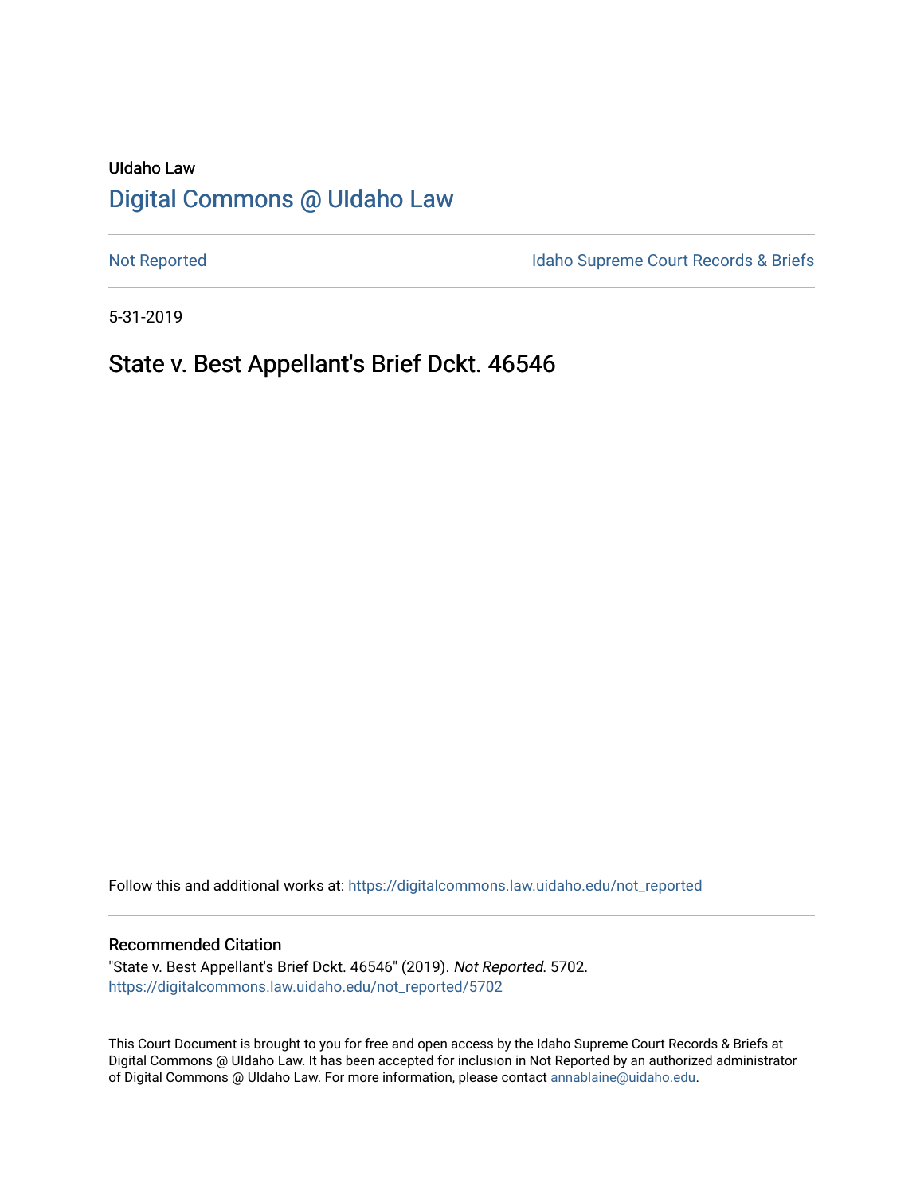UIdaho Law

# Digital Commons @ UIdaho Law

Not Reported | Idaho Supreme Court Records & Briefs

5-31-2019

# State v. Best Appellant's Brief Dckt. 46546

Follow this and additional works at: https://digitalcommons.law.uidaho.edu/not_reported

## Recommended Citation

"State v. Best Appellant's Brief Dckt. 46546" (2019). *Not Reported*. 5702.
https://digitalcommons.law.uidaho.edu/not_reported/5702

This Court Document is brought to you for free and open access by the Idaho Supreme Court Records & Briefs at Digital Commons @ UIdaho Law. It has been accepted for inclusion in Not Reported by an authorized administrator of Digital Commons @ UIdaho Law. For more information, please contact annablaine@uidaho.edu.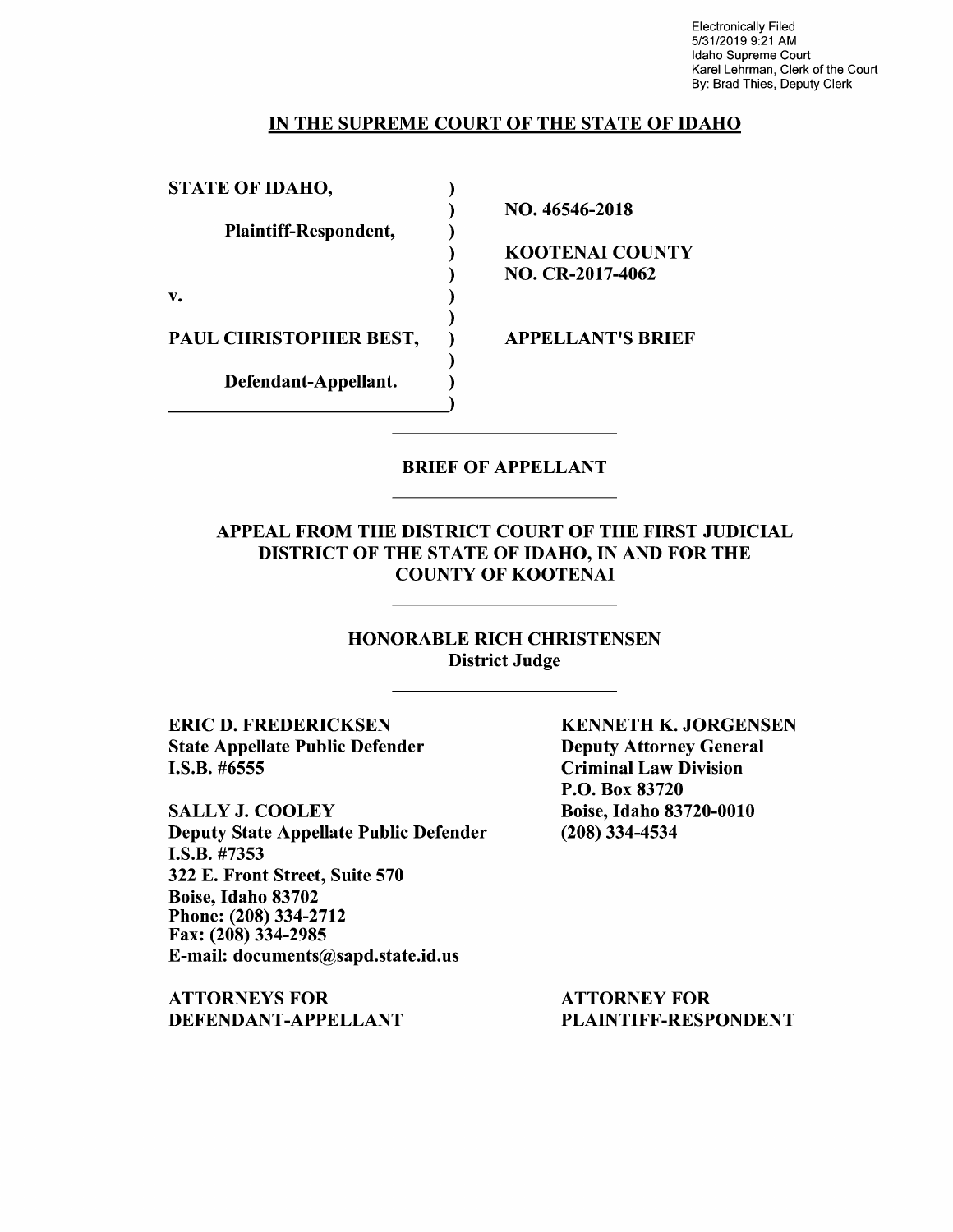Electronically Filed
5/31/2019 9:21 AM
Idaho Supreme Court
Karel Lehrman, Clerk of the Court
By: Brad Thies, Deputy Clerk

**IN THE SUPREME COURT OF THE STATE OF IDAHO**

| | |
|---|---|
| **STATE OF IDAHO,** | |
| **Plaintiff-Respondent,** | **NO. 46546-2018** |
| | **KOOTENAI COUNTY NO. CR-2017-4062** |
| **v.** | |
| **PAUL CHRISTOPHER BEST,** | **APPELLANT'S BRIEF** |
| **Defendant-Appellant.** | |

**BRIEF OF APPELLANT**

**APPEAL FROM THE DISTRICT COURT OF THE FIRST JUDICIAL DISTRICT OF THE STATE OF IDAHO, IN AND FOR THE COUNTY OF KOOTENAI**

**HONORABLE RICH CHRISTENSEN**
**District Judge**

**ERIC D. FREDERICKSEN**
**State Appellate Public Defender**
**I.S.B. #6555**

**SALLY J. COOLEY**
**Deputy State Appellate Public Defender**
**I.S.B. #7353**
**322 E. Front Street, Suite 570**
**Boise, Idaho 83702**
**Phone: (208) 334-2712**
**Fax: (208) 334-2985**
**E-mail: documents@sapd.state.id.us**

**ATTORNEYS FOR DEFENDANT-APPELLANT**

**KENNETH K. JORGENSEN**
**Deputy Attorney General**
**Criminal Law Division**
**P.O. Box 83720**
**Boise, Idaho 83720-0010**
**(208) 334-4534**

**ATTORNEY FOR PLAINTIFF-RESPONDENT**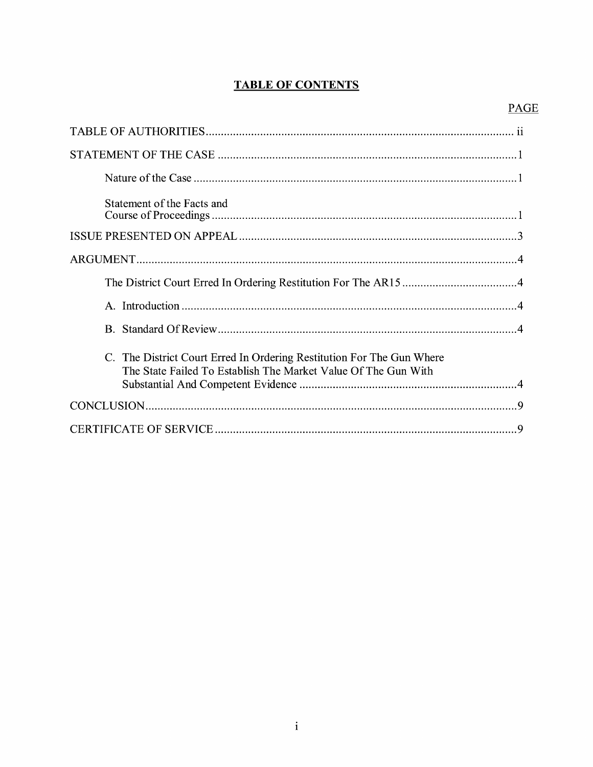# TABLE OF CONTENTS

| | PAGE |
|---|---|
| TABLE OF AUTHORITIES | ii |
| STATEMENT OF THE CASE | 1 |
| Nature of the Case | 1 |
| Statement of the Facts and Course of Proceedings | 1 |
| ISSUE PRESENTED ON APPEAL | 3 |
| ARGUMENT | 4 |
| The District Court Erred In Ordering Restitution For The AR15 | 4 |
| A. Introduction | 4 |
| B. Standard Of Review | 4 |
| C. The District Court Erred In Ordering Restitution For The Gun Where The State Failed To Establish The Market Value Of The Gun With Substantial And Competent Evidence | 4 |
| CONCLUSION | 9 |
| CERTIFICATE OF SERVICE | 9 |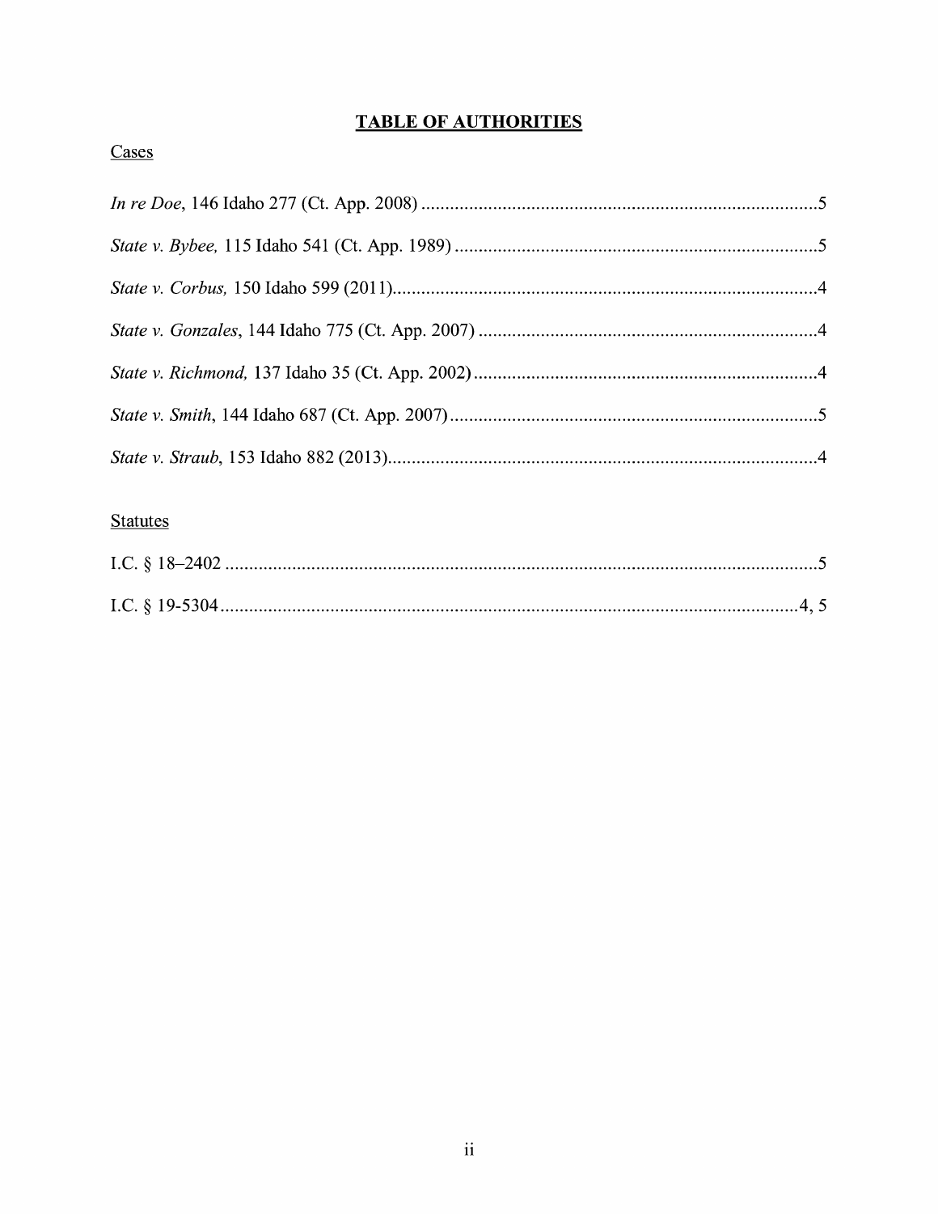# TABLE OF AUTHORITIES

## Cases

*In re Doe*, 146 Idaho 277 (Ct. App. 2008) ........................................................................ 5

*State v. Bybee,* 115 Idaho 541 (Ct. App. 1989) ................................................................. 5

*State v. Corbus,* 150 Idaho 599 (2011)................................................................................ 4

*State v. Gonzales*, 144 Idaho 775 (Ct. App. 2007) ............................................................. 4

*State v. Richmond,* 137 Idaho 35 (Ct. App. 2002) .............................................................. 4

*State v. Smith*, 144 Idaho 687 (Ct. App. 2007) ................................................................... 5

*State v. Straub*, 153 Idaho 882 (2013).................................................................................. 4

## Statutes

I.C. § 18–2402 ........................................................................................................................ 5

I.C. § 19-5304 ....................................................................................................................... 4, 5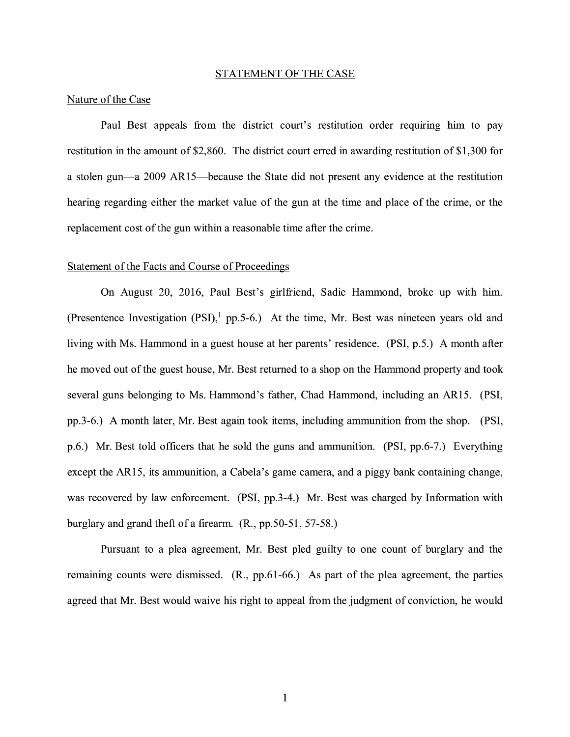## STATEMENT OF THE CASE

### Nature of the Case

Paul Best appeals from the district court's restitution order requiring him to pay restitution in the amount of $2,860. The district court erred in awarding restitution of $1,300 for a stolen gun—a 2009 AR15—because the State did not present any evidence at the restitution hearing regarding either the market value of the gun at the time and place of the crime, or the replacement cost of the gun within a reasonable time after the crime.

### Statement of the Facts and Course of Proceedings

On August 20, 2016, Paul Best's girlfriend, Sadie Hammond, broke up with him. (Presentence Investigation (PSI),[1] pp.5-6.) At the time, Mr. Best was nineteen years old and living with Ms. Hammond in a guest house at her parents' residence. (PSI, p.5.) A month after he moved out of the guest house, Mr. Best returned to a shop on the Hammond property and took several guns belonging to Ms. Hammond's father, Chad Hammond, including an AR15. (PSI, pp.3-6.) A month later, Mr. Best again took items, including ammunition from the shop. (PSI, p.6.) Mr. Best told officers that he sold the guns and ammunition. (PSI, pp.6-7.) Everything except the AR15, its ammunition, a Cabela's game camera, and a piggy bank containing change, was recovered by law enforcement. (PSI, pp.3-4.) Mr. Best was charged by Information with burglary and grand theft of a firearm. (R., pp.50-51, 57-58.)

Pursuant to a plea agreement, Mr. Best pled guilty to one count of burglary and the remaining counts were dismissed. (R., pp.61-66.) As part of the plea agreement, the parties agreed that Mr. Best would waive his right to appeal from the judgment of conviction, he would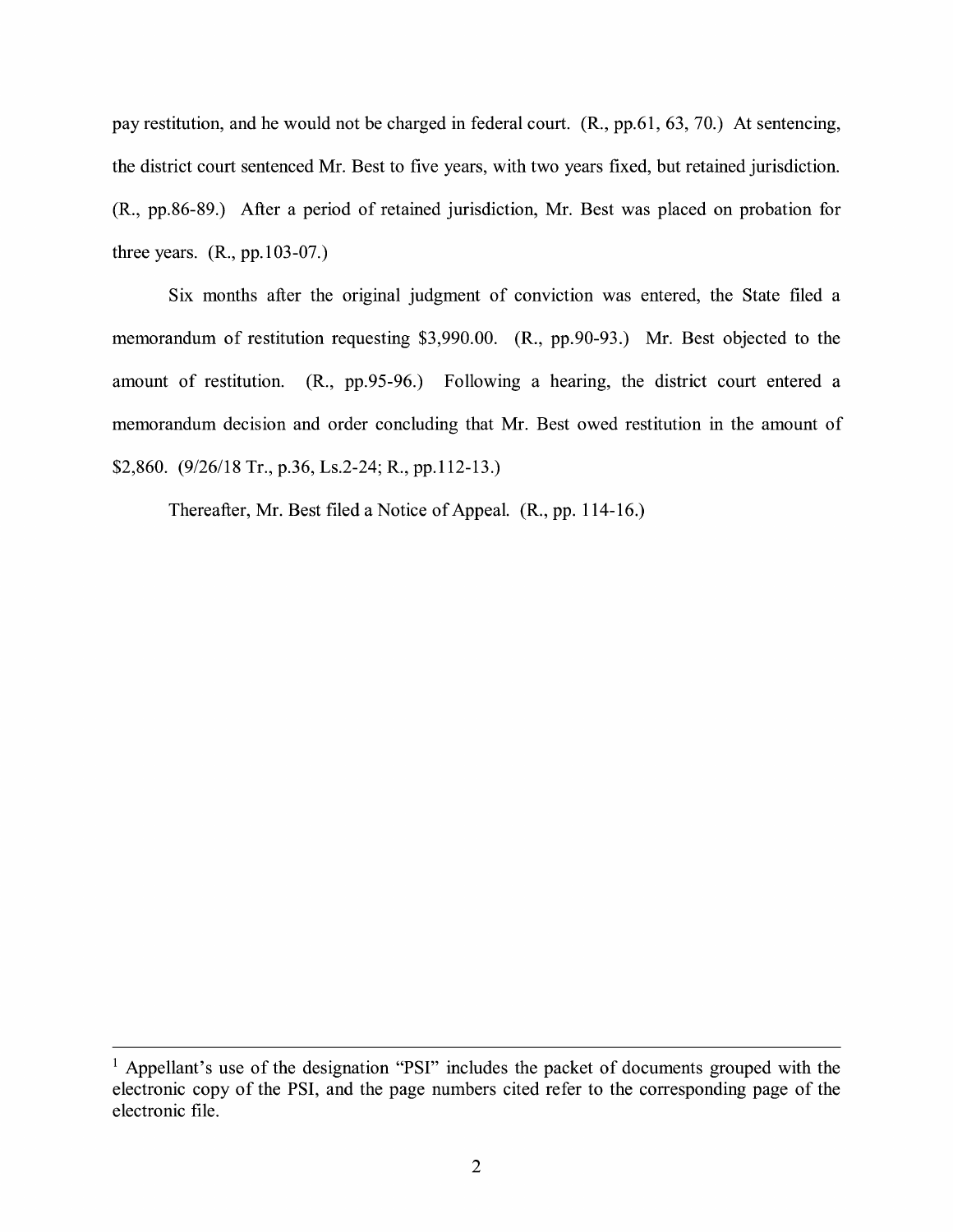pay restitution, and he would not be charged in federal court. (R., pp.61, 63, 70.) At sentencing, the district court sentenced Mr. Best to five years, with two years fixed, but retained jurisdiction. (R., pp.86-89.) After a period of retained jurisdiction, Mr. Best was placed on probation for three years. (R., pp.103-07.)

Six months after the original judgment of conviction was entered, the State filed a memorandum of restitution requesting $3,990.00. (R., pp.90-93.) Mr. Best objected to the amount of restitution. (R., pp.95-96.) Following a hearing, the district court entered a memorandum decision and order concluding that Mr. Best owed restitution in the amount of $2,860. (9/26/18 Tr., p.36, Ls.2-24; R., pp.112-13.)

Thereafter, Mr. Best filed a Notice of Appeal. (R., pp. 114-16.)

---

[1] Appellant's use of the designation "PSI" includes the packet of documents grouped with the electronic copy of the PSI, and the page numbers cited refer to the corresponding page of the electronic file.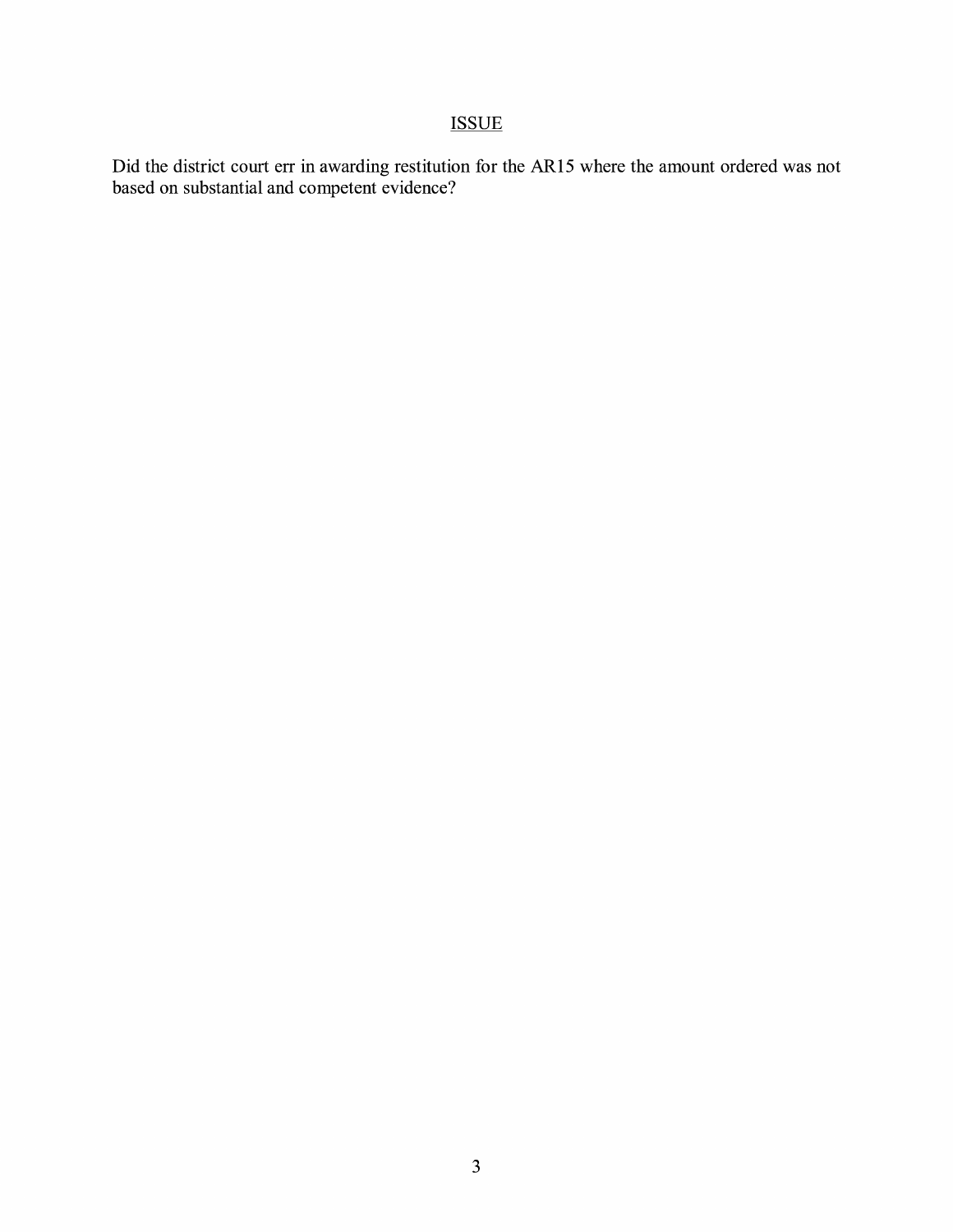## ISSUE

Did the district court err in awarding restitution for the AR15 where the amount ordered was not based on substantial and competent evidence?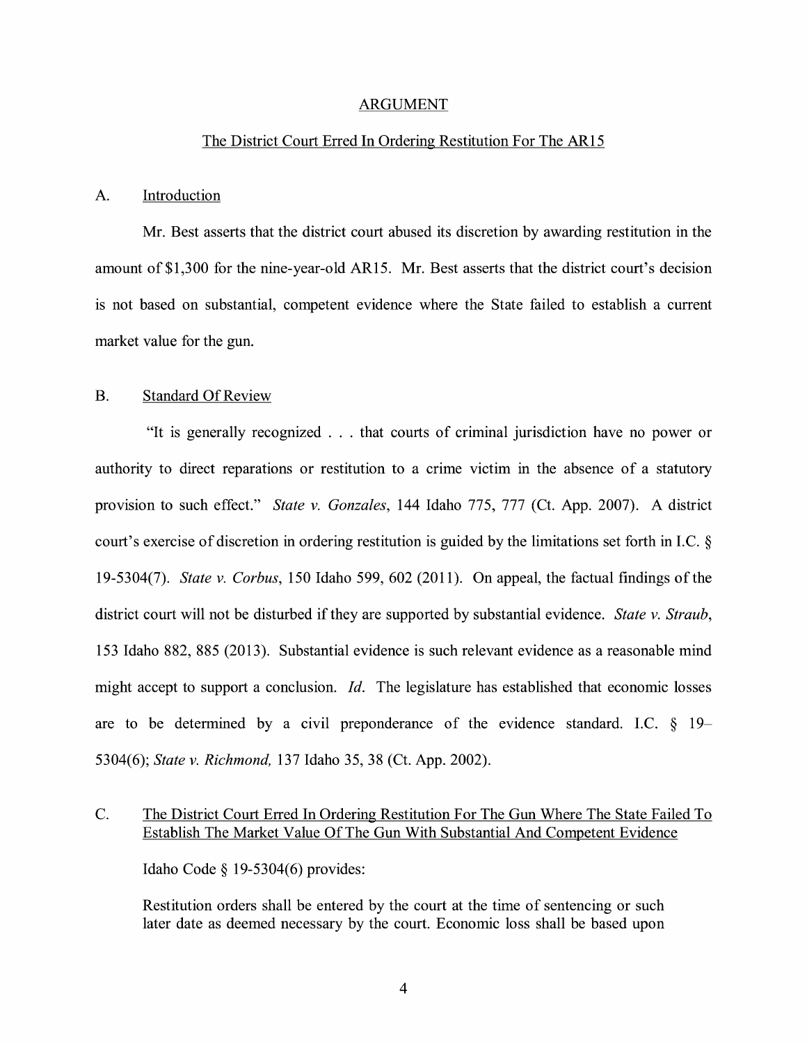## ARGUMENT

### The District Court Erred In Ordering Restitution For The AR15

### A. Introduction

Mr. Best asserts that the district court abused its discretion by awarding restitution in the amount of $1,300 for the nine-year-old AR15. Mr. Best asserts that the district court's decision is not based on substantial, competent evidence where the State failed to establish a current market value for the gun.

### B. Standard Of Review

"It is generally recognized . . . that courts of criminal jurisdiction have no power or authority to direct reparations or restitution to a crime victim in the absence of a statutory provision to such effect." *State v. Gonzales*, 144 Idaho 775, 777 (Ct. App. 2007). A district court's exercise of discretion in ordering restitution is guided by the limitations set forth in I.C. § 19-5304(7). *State v. Corbus*, 150 Idaho 599, 602 (2011). On appeal, the factual findings of the district court will not be disturbed if they are supported by substantial evidence. *State v. Straub*, 153 Idaho 882, 885 (2013). Substantial evidence is such relevant evidence as a reasonable mind might accept to support a conclusion. *Id*. The legislature has established that economic losses are to be determined by a civil preponderance of the evidence standard. I.C. § 19–5304(6); *State v. Richmond,* 137 Idaho 35, 38 (Ct. App. 2002).

### C. The District Court Erred In Ordering Restitution For The Gun Where The State Failed To Establish The Market Value Of The Gun With Substantial And Competent Evidence

Idaho Code § 19-5304(6) provides:

> Restitution orders shall be entered by the court at the time of sentencing or such later date as deemed necessary by the court. Economic loss shall be based upon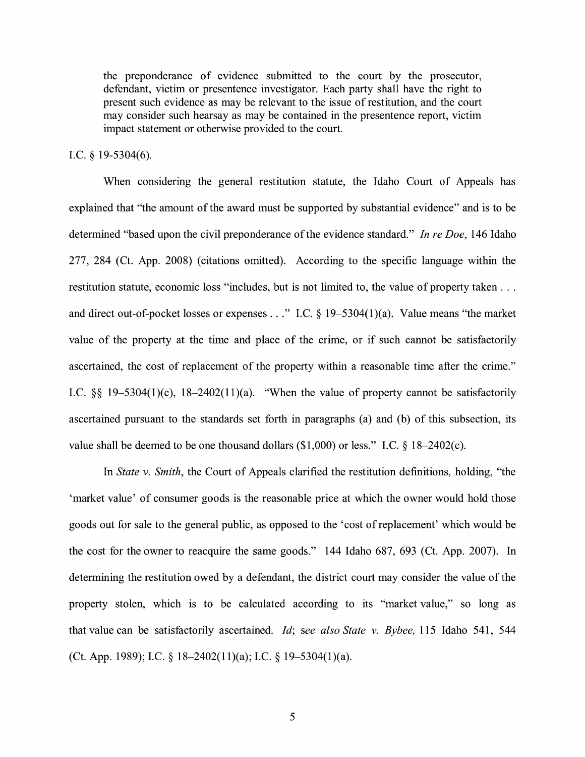> the preponderance of evidence submitted to the court by the prosecutor, defendant, victim or presentence investigator. Each party shall have the right to present such evidence as may be relevant to the issue of restitution, and the court may consider such hearsay as may be contained in the presentence report, victim impact statement or otherwise provided to the court.

I.C. § 19-5304(6).

When considering the general restitution statute, the Idaho Court of Appeals has explained that "the amount of the award must be supported by substantial evidence" and is to be determined "based upon the civil preponderance of the evidence standard." *In re Doe*, 146 Idaho 277, 284 (Ct. App. 2008) (citations omitted). According to the specific language within the restitution statute, economic loss "includes, but is not limited to, the value of property taken . . . and direct out-of-pocket losses or expenses . . ." I.C. § 19–5304(1)(a). Value means "the market value of the property at the time and place of the crime, or if such cannot be satisfactorily ascertained, the cost of replacement of the property within a reasonable time after the crime." I.C. §§ 19–5304(1)(c), 18–2402(11)(a). "When the value of property cannot be satisfactorily ascertained pursuant to the standards set forth in paragraphs (a) and (b) of this subsection, its value shall be deemed to be one thousand dollars ($1,000) or less." I.C. § 18–2402(c).

In *State v. Smith*, the Court of Appeals clarified the restitution definitions, holding, "the 'market value' of consumer goods is the reasonable price at which the owner would hold those goods out for sale to the general public, as opposed to the 'cost of replacement' which would be the cost for the owner to reacquire the same goods." 144 Idaho 687, 693 (Ct. App. 2007). In determining the restitution owed by a defendant, the district court may consider the value of the property stolen, which is to be calculated according to its "market value," so long as that value can be satisfactorily ascertained. *Id*; *see also State v. Bybee,* 115 Idaho 541, 544 (Ct. App. 1989); I.C. § 18–2402(11)(a); I.C. § 19–5304(1)(a).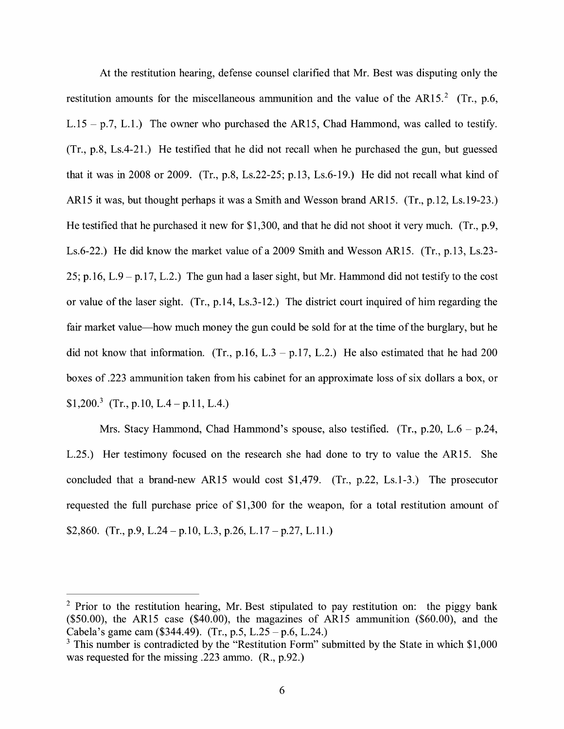At the restitution hearing, defense counsel clarified that Mr. Best was disputing only the restitution amounts for the miscellaneous ammunition and the value of the AR15.[2] (Tr., p.6, L.15 – p.7, L.1.) The owner who purchased the AR15, Chad Hammond, was called to testify. (Tr., p.8, Ls.4-21.) He testified that he did not recall when he purchased the gun, but guessed that it was in 2008 or 2009. (Tr., p.8, Ls.22-25; p.13, Ls.6-19.) He did not recall what kind of AR15 it was, but thought perhaps it was a Smith and Wesson brand AR15. (Tr., p.12, Ls.19-23.) He testified that he purchased it new for $1,300, and that he did not shoot it very much. (Tr., p.9, Ls.6-22.) He did know the market value of a 2009 Smith and Wesson AR15. (Tr., p.13, Ls.23-25; p.16, L.9 – p.17, L.2.) The gun had a laser sight, but Mr. Hammond did not testify to the cost or value of the laser sight. (Tr., p.14, Ls.3-12.) The district court inquired of him regarding the fair market value—how much money the gun could be sold for at the time of the burglary, but he did not know that information. (Tr., p.16, L.3 – p.17, L.2.) He also estimated that he had 200 boxes of .223 ammunition taken from his cabinet for an approximate loss of six dollars a box, or $1,200.[3] (Tr., p.10, L.4 – p.11, L.4.)

Mrs. Stacy Hammond, Chad Hammond's spouse, also testified. (Tr., p.20, L.6 – p.24, L.25.) Her testimony focused on the research she had done to try to value the AR15. She concluded that a brand-new AR15 would cost $1,479. (Tr., p.22, Ls.1-3.) The prosecutor requested the full purchase price of $1,300 for the weapon, for a total restitution amount of $2,860. (Tr., p.9, L.24 – p.10, L.3, p.26, L.17 – p.27, L.11.)

---

[2] Prior to the restitution hearing, Mr. Best stipulated to pay restitution on: the piggy bank ($50.00), the AR15 case ($40.00), the magazines of AR15 ammunition ($60.00), and the Cabela's game cam ($344.49). (Tr., p.5, L.25 – p.6, L.24.)

[3] This number is contradicted by the "Restitution Form" submitted by the State in which $1,000 was requested for the missing .223 ammo. (R., p.92.)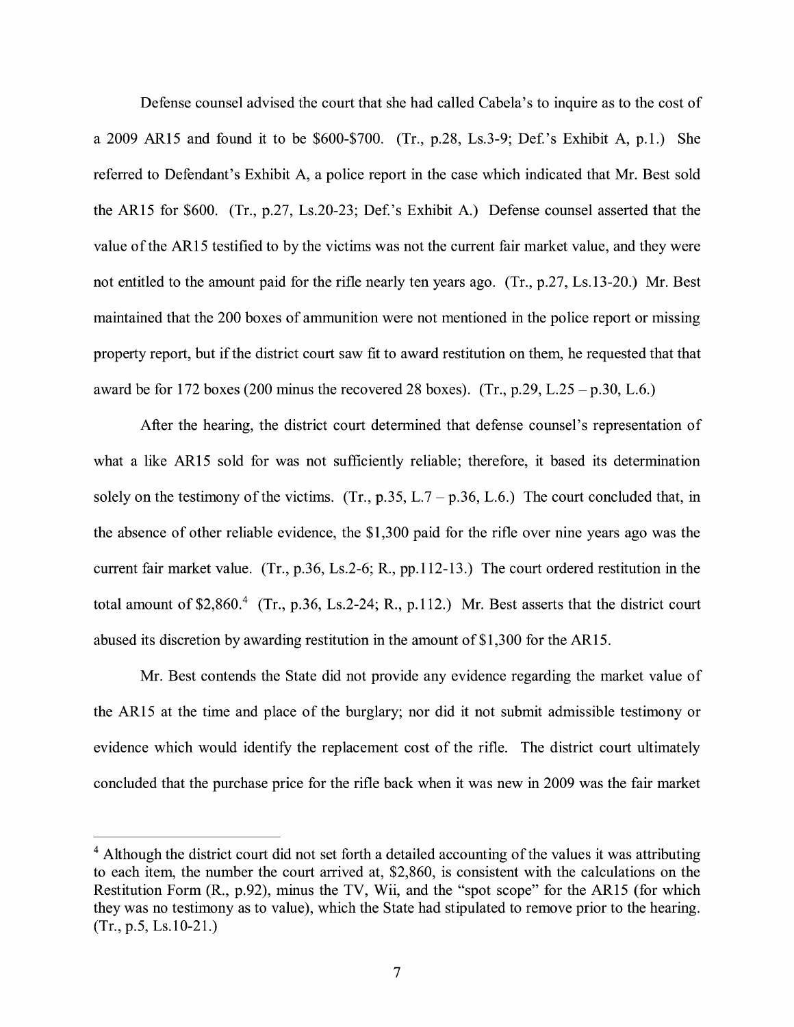Defense counsel advised the court that she had called Cabela's to inquire as to the cost of a 2009 AR15 and found it to be \$600-\$700. (Tr., p.28, Ls.3-9; Def.'s Exhibit A, p.1.) She referred to Defendant's Exhibit A, a police report in the case which indicated that Mr. Best sold the AR15 for \$600. (Tr., p.27, Ls.20-23; Def.'s Exhibit A.) Defense counsel asserted that the value of the AR15 testified to by the victims was not the current fair market value, and they were not entitled to the amount paid for the rifle nearly ten years ago. (Tr., p.27, Ls.13-20.) Mr. Best maintained that the 200 boxes of ammunition were not mentioned in the police report or missing property report, but if the district court saw fit to award restitution on them, he requested that that award be for 172 boxes (200 minus the recovered 28 boxes). (Tr., p.29, L.25 – p.30, L.6.)

After the hearing, the district court determined that defense counsel's representation of what a like AR15 sold for was not sufficiently reliable; therefore, it based its determination solely on the testimony of the victims. (Tr., p.35, L.7 – p.36, L.6.) The court concluded that, in the absence of other reliable evidence, the \$1,300 paid for the rifle over nine years ago was the current fair market value. (Tr., p.36, Ls.2-6; R., pp.112-13.) The court ordered restitution in the total amount of \$2,860.[4] (Tr., p.36, Ls.2-24; R., p.112.) Mr. Best asserts that the district court abused its discretion by awarding restitution in the amount of \$1,300 for the AR15.

Mr. Best contends the State did not provide any evidence regarding the market value of the AR15 at the time and place of the burglary; nor did it not submit admissible testimony or evidence which would identify the replacement cost of the rifle. The district court ultimately concluded that the purchase price for the rifle back when it was new in 2009 was the fair market

[4] Although the district court did not set forth a detailed accounting of the values it was attributing to each item, the number the court arrived at, \$2,860, is consistent with the calculations on the Restitution Form (R., p.92), minus the TV, Wii, and the "spot scope" for the AR15 (for which they was no testimony as to value), which the State had stipulated to remove prior to the hearing. (Tr., p.5, Ls.10-21.)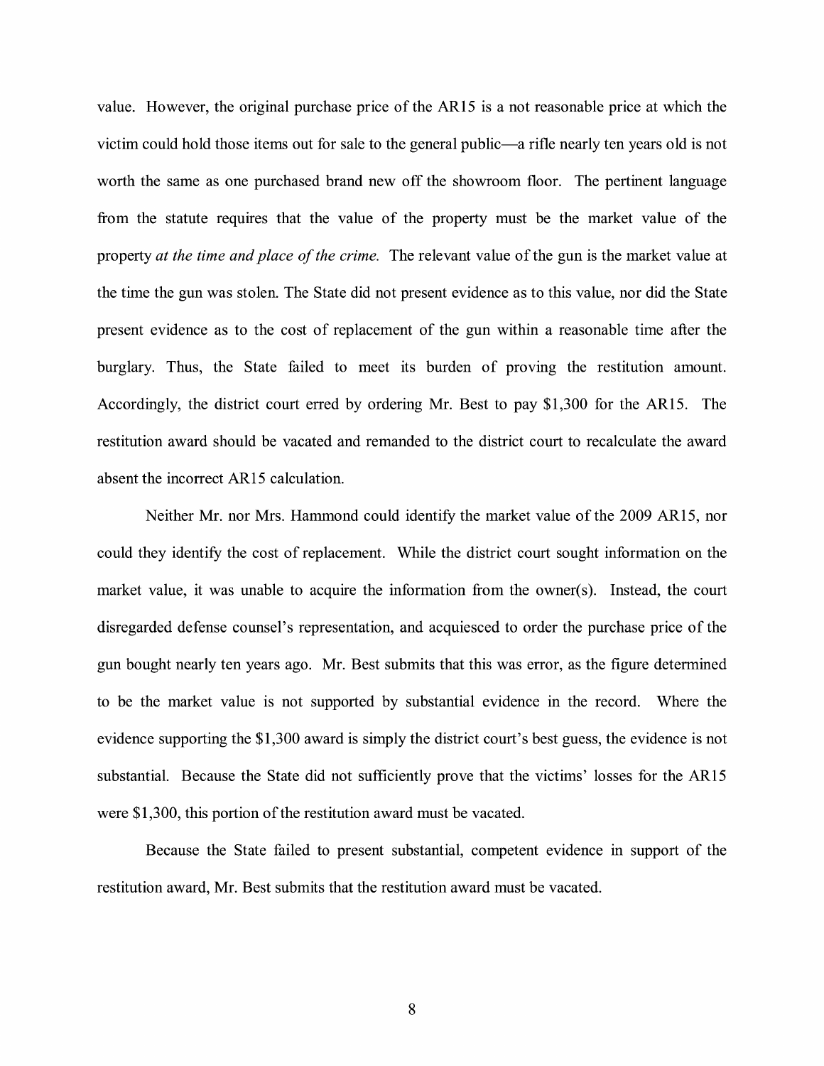value. However, the original purchase price of the AR15 is a not reasonable price at which the victim could hold those items out for sale to the general public—a rifle nearly ten years old is not worth the same as one purchased brand new off the showroom floor. The pertinent language from the statute requires that the value of the property must be the market value of the property *at the time and place of the crime.* The relevant value of the gun is the market value at the time the gun was stolen. The State did not present evidence as to this value, nor did the State present evidence as to the cost of replacement of the gun within a reasonable time after the burglary. Thus, the State failed to meet its burden of proving the restitution amount. Accordingly, the district court erred by ordering Mr. Best to pay $1,300 for the AR15. The restitution award should be vacated and remanded to the district court to recalculate the award absent the incorrect AR15 calculation.

Neither Mr. nor Mrs. Hammond could identify the market value of the 2009 AR15, nor could they identify the cost of replacement. While the district court sought information on the market value, it was unable to acquire the information from the owner(s). Instead, the court disregarded defense counsel's representation, and acquiesced to order the purchase price of the gun bought nearly ten years ago. Mr. Best submits that this was error, as the figure determined to be the market value is not supported by substantial evidence in the record. Where the evidence supporting the $1,300 award is simply the district court's best guess, the evidence is not substantial. Because the State did not sufficiently prove that the victims' losses for the AR15 were $1,300, this portion of the restitution award must be vacated.

Because the State failed to present substantial, competent evidence in support of the restitution award, Mr. Best submits that the restitution award must be vacated.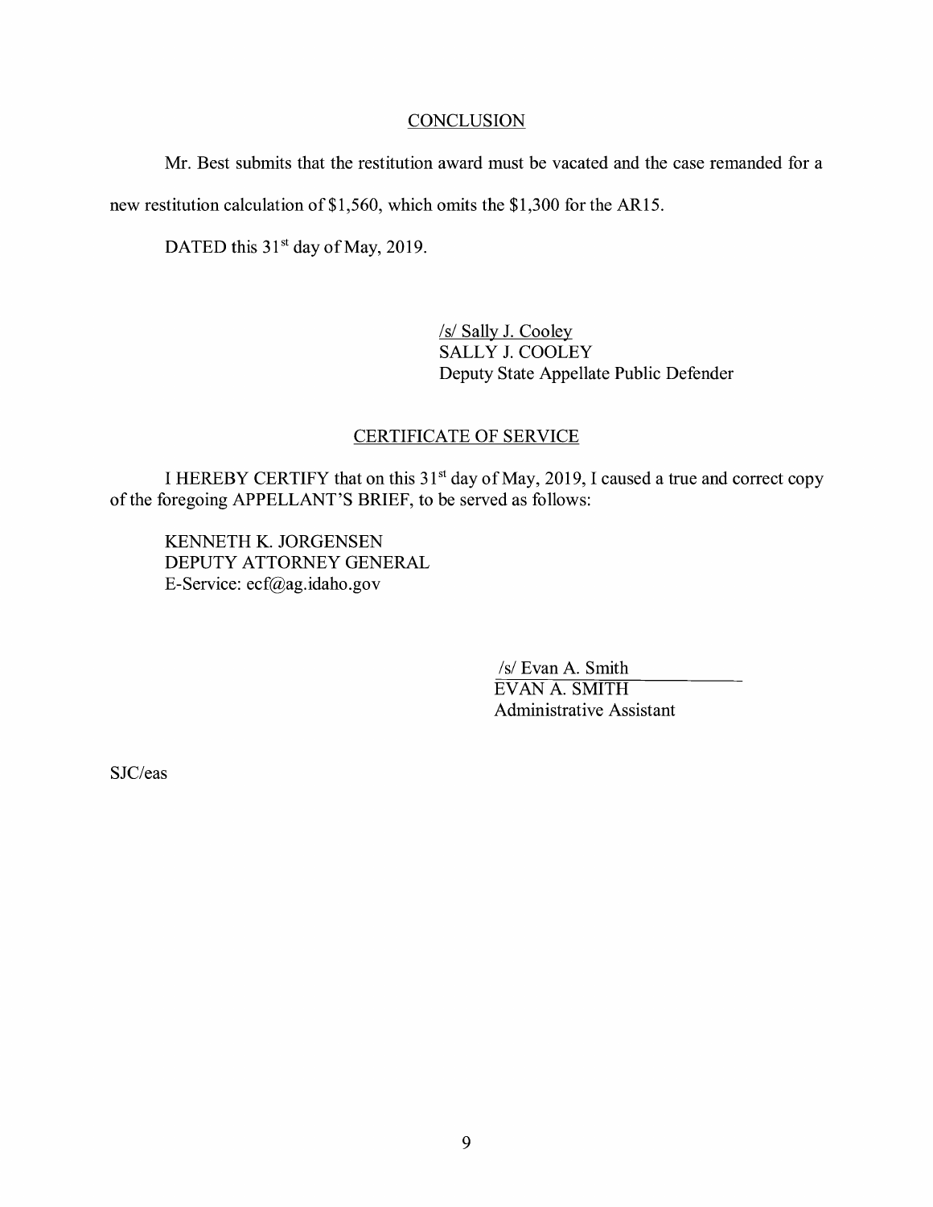## CONCLUSION

Mr. Best submits that the restitution award must be vacated and the case remanded for a new restitution calculation of $1,560, which omits the $1,300 for the AR15.

DATED this 31st day of May, 2019.

/s/ Sally J. Cooley
SALLY J. COOLEY
Deputy State Appellate Public Defender

## CERTIFICATE OF SERVICE

I HEREBY CERTIFY that on this 31st day of May, 2019, I caused a true and correct copy of the foregoing APPELLANT'S BRIEF, to be served as follows:

KENNETH K. JORGENSEN
DEPUTY ATTORNEY GENERAL
E-Service: ecf@ag.idaho.gov

/s/ Evan A. Smith
EVAN A. SMITH
Administrative Assistant

SJC/eas